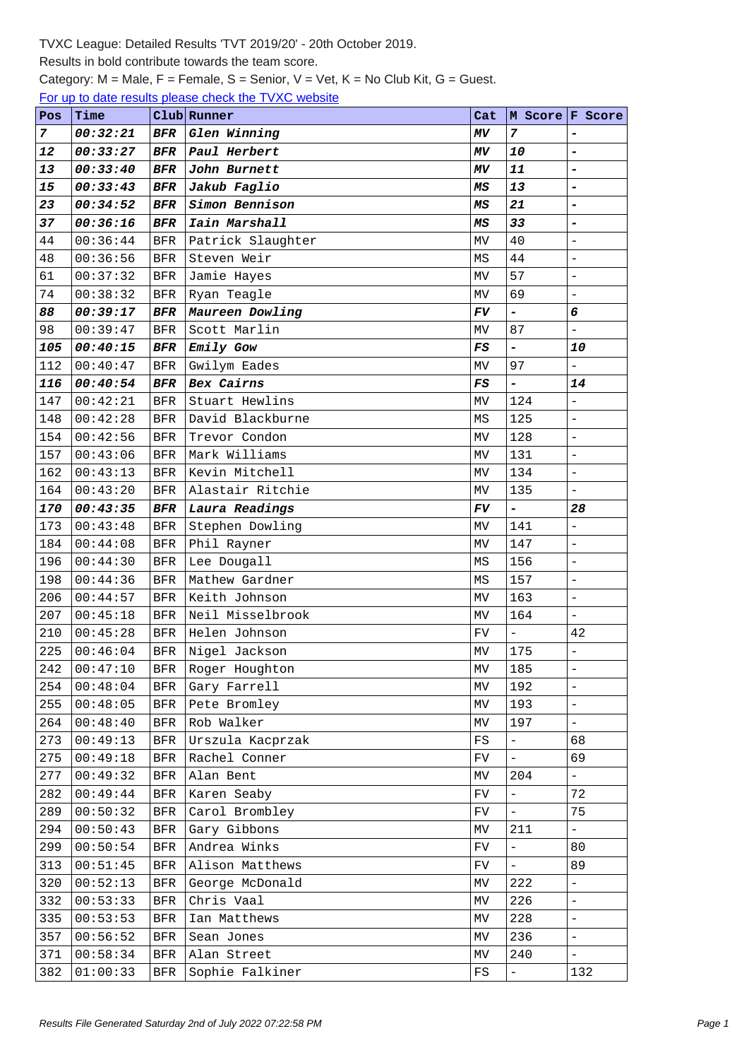TVXC League: Detailed Results 'TVT 2019/20' - 20th October 2019.

Results in bold contribute towards the team score.

Category: M = Male, F = Female, S = Senior, V = Vet, K = No Club Kit, G = Guest.

For up to date results please check the TVXC website

| Pos | Time | Club | Runner | Cat | M Score | F Score |
|---|---|---|---|---|---|---|
| ***7*** | ***00:32:21*** | ***BFR*** | ***Glen Winning*** | ***MV*** | ***7*** | ***-*** |
| ***12*** | ***00:33:27*** | ***BFR*** | ***Paul Herbert*** | ***MV*** | ***10*** | ***-*** |
| ***13*** | ***00:33:40*** | ***BFR*** | ***John Burnett*** | ***MV*** | ***11*** | ***-*** |
| ***15*** | ***00:33:43*** | ***BFR*** | ***Jakub Faglio*** | ***MS*** | ***13*** | ***-*** |
| ***23*** | ***00:34:52*** | ***BFR*** | ***Simon Bennison*** | ***MS*** | ***21*** | ***-*** |
| ***37*** | ***00:36:16*** | ***BFR*** | ***Iain Marshall*** | ***MS*** | ***33*** | ***-*** |
| 44 | 00:36:44 | BFR | Patrick Slaughter | MV | 40 | - |
| 48 | 00:36:56 | BFR | Steven Weir | MS | 44 | - |
| 61 | 00:37:32 | BFR | Jamie Hayes | MV | 57 | - |
| 74 | 00:38:32 | BFR | Ryan Teagle | MV | 69 | - |
| ***88*** | ***00:39:17*** | ***BFR*** | ***Maureen Dowling*** | ***FV*** | ***-*** | ***6*** |
| 98 | 00:39:47 | BFR | Scott Marlin | MV | 87 | - |
| ***105*** | ***00:40:15*** | ***BFR*** | ***Emily Gow*** | ***FS*** | ***-*** | ***10*** |
| 112 | 00:40:47 | BFR | Gwilym Eades | MV | 97 | - |
| ***116*** | ***00:40:54*** | ***BFR*** | ***Bex Cairns*** | ***FS*** | ***-*** | ***14*** |
| 147 | 00:42:21 | BFR | Stuart Hewlins | MV | 124 | - |
| 148 | 00:42:28 | BFR | David Blackburne | MS | 125 | - |
| 154 | 00:42:56 | BFR | Trevor Condon | MV | 128 | - |
| 157 | 00:43:06 | BFR | Mark Williams | MV | 131 | - |
| 162 | 00:43:13 | BFR | Kevin Mitchell | MV | 134 | - |
| 164 | 00:43:20 | BFR | Alastair Ritchie | MV | 135 | - |
| ***170*** | ***00:43:35*** | ***BFR*** | ***Laura Readings*** | ***FV*** | ***-*** | ***28*** |
| 173 | 00:43:48 | BFR | Stephen Dowling | MV | 141 | - |
| 184 | 00:44:08 | BFR | Phil Rayner | MV | 147 | - |
| 196 | 00:44:30 | BFR | Lee Dougall | MS | 156 | - |
| 198 | 00:44:36 | BFR | Mathew Gardner | MS | 157 | - |
| 206 | 00:44:57 | BFR | Keith Johnson | MV | 163 | - |
| 207 | 00:45:18 | BFR | Neil Misselbrook | MV | 164 | - |
| 210 | 00:45:28 | BFR | Helen Johnson | FV | - | 42 |
| 225 | 00:46:04 | BFR | Nigel Jackson | MV | 175 | - |
| 242 | 00:47:10 | BFR | Roger Houghton | MV | 185 | - |
| 254 | 00:48:04 | BFR | Gary Farrell | MV | 192 | - |
| 255 | 00:48:05 | BFR | Pete Bromley | MV | 193 | - |
| 264 | 00:48:40 | BFR | Rob Walker | MV | 197 | - |
| 273 | 00:49:13 | BFR | Urszula Kacprzak | FS | - | 68 |
| 275 | 00:49:18 | BFR | Rachel Conner | FV | - | 69 |
| 277 | 00:49:32 | BFR | Alan Bent | MV | 204 | - |
| 282 | 00:49:44 | BFR | Karen Seaby | FV | - | 72 |
| 289 | 00:50:32 | BFR | Carol Brombley | FV | - | 75 |
| 294 | 00:50:43 | BFR | Gary Gibbons | MV | 211 | - |
| 299 | 00:50:54 | BFR | Andrea Winks | FV | - | 80 |
| 313 | 00:51:45 | BFR | Alison Matthews | FV | - | 89 |
| 320 | 00:52:13 | BFR | George McDonald | MV | 222 | - |
| 332 | 00:53:33 | BFR | Chris Vaal | MV | 226 | - |
| 335 | 00:53:53 | BFR | Ian Matthews | MV | 228 | - |
| 357 | 00:56:52 | BFR | Sean Jones | MV | 236 | - |
| 371 | 00:58:34 | BFR | Alan Street | MV | 240 | - |
| 382 | 01:00:33 | BFR | Sophie Falkiner | FS | - | 132 |

Results File Generated Saturday 2nd of July 2022 07:22:58 PM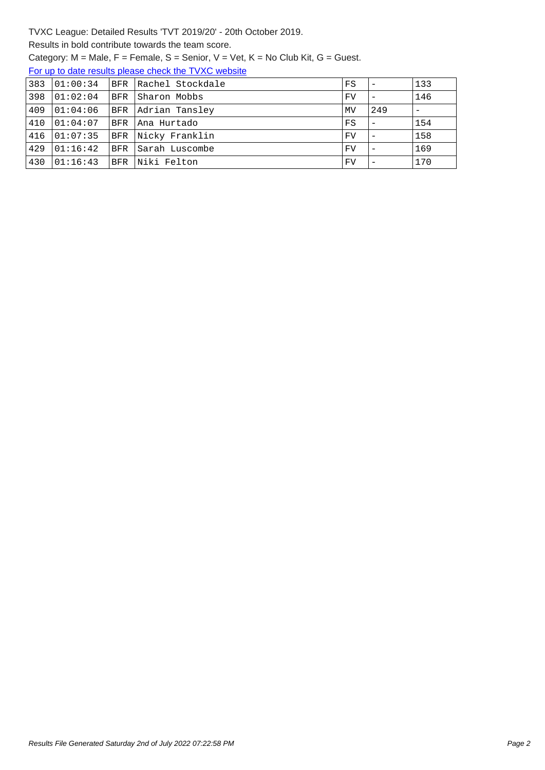TVXC League: Detailed Results 'TVT 2019/20' - 20th October 2019.

Results in bold contribute towards the team score.

Category: M = Male, F = Female, S = Senior, V = Vet, K = No Club Kit, G = Guest.

For up to date results please check the TVXC website

| | | | | | | |
|---|---|---|---|---|---|---|
| 383 | 01:00:34 | BFR | Rachel Stockdale | FS | - | 133 |
| 398 | 01:02:04 | BFR | Sharon Mobbs | FV | - | 146 |
| 409 | 01:04:06 | BFR | Adrian Tansley | MV | 249 | - |
| 410 | 01:04:07 | BFR | Ana Hurtado | FS | - | 154 |
| 416 | 01:07:35 | BFR | Nicky Franklin | FV | - | 158 |
| 429 | 01:16:42 | BFR | Sarah Luscombe | FV | - | 169 |
| 430 | 01:16:43 | BFR | Niki Felton | FV | - | 170 |

*Results File Generated Saturday 2nd of July 2022 07:22:58 PM*